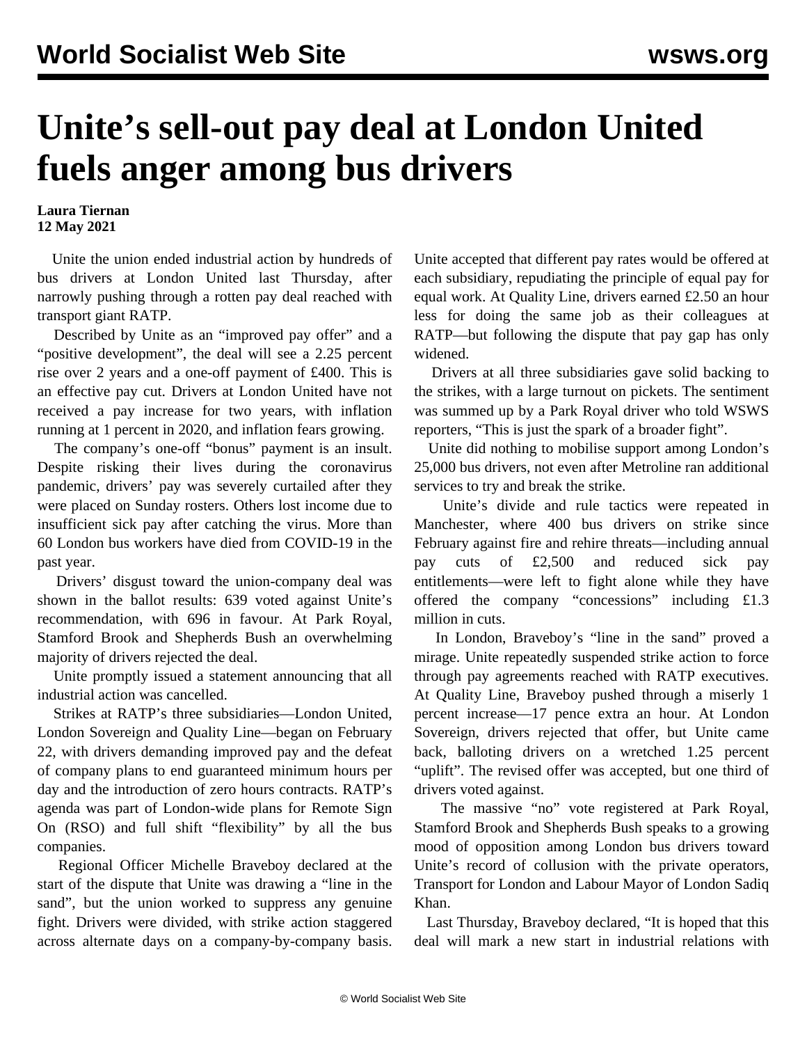# Unite's sell-out pay deal at London United fuels anger among bus drivers

**Laura Tiernan**
**12 May 2021**

Unite the union ended industrial action by hundreds of bus drivers at London United last Thursday, after narrowly pushing through a rotten pay deal reached with transport giant RATP.

Described by Unite as an "improved pay offer" and a "positive development", the deal will see a 2.25 percent rise over 2 years and a one-off payment of £400. This is an effective pay cut. Drivers at London United have not received a pay increase for two years, with inflation running at 1 percent in 2020, and inflation fears growing.

The company's one-off "bonus" payment is an insult. Despite risking their lives during the coronavirus pandemic, drivers' pay was severely curtailed after they were placed on Sunday rosters. Others lost income due to insufficient sick pay after catching the virus. More than 60 London bus workers have died from COVID-19 in the past year.

Drivers' disgust toward the union-company deal was shown in the ballot results: 639 voted against Unite's recommendation, with 696 in favour. At Park Royal, Stamford Brook and Shepherds Bush an overwhelming majority of drivers rejected the deal.

Unite promptly issued a statement announcing that all industrial action was cancelled.

Strikes at RATP's three subsidiaries—London United, London Sovereign and Quality Line—began on February 22, with drivers demanding improved pay and the defeat of company plans to end guaranteed minimum hours per day and the introduction of zero hours contracts. RATP's agenda was part of London-wide plans for Remote Sign On (RSO) and full shift "flexibility" by all the bus companies.

Regional Officer Michelle Braveboy declared at the start of the dispute that Unite was drawing a "line in the sand", but the union worked to suppress any genuine fight. Drivers were divided, with strike action staggered across alternate days on a company-by-company basis. Unite accepted that different pay rates would be offered at each subsidiary, repudiating the principle of equal pay for equal work. At Quality Line, drivers earned £2.50 an hour less for doing the same job as their colleagues at RATP—but following the dispute that pay gap has only widened.

Drivers at all three subsidiaries gave solid backing to the strikes, with a large turnout on pickets. The sentiment was summed up by a Park Royal driver who told WSWS reporters, "This is just the spark of a broader fight".

Unite did nothing to mobilise support among London's 25,000 bus drivers, not even after Metroline ran additional services to try and break the strike.

Unite's divide and rule tactics were repeated in Manchester, where 400 bus drivers on strike since February against fire and rehire threats—including annual pay cuts of £2,500 and reduced sick pay entitlements—were left to fight alone while they have offered the company "concessions" including £1.3 million in cuts.

In London, Braveboy's "line in the sand" proved a mirage. Unite repeatedly suspended strike action to force through pay agreements reached with RATP executives. At Quality Line, Braveboy pushed through a miserly 1 percent increase—17 pence extra an hour. At London Sovereign, drivers rejected that offer, but Unite came back, balloting drivers on a wretched 1.25 percent "uplift". The revised offer was accepted, but one third of drivers voted against.

The massive "no" vote registered at Park Royal, Stamford Brook and Shepherds Bush speaks to a growing mood of opposition among London bus drivers toward Unite's record of collusion with the private operators, Transport for London and Labour Mayor of London Sadiq Khan.

Last Thursday, Braveboy declared, "It is hoped that this deal will mark a new start in industrial relations with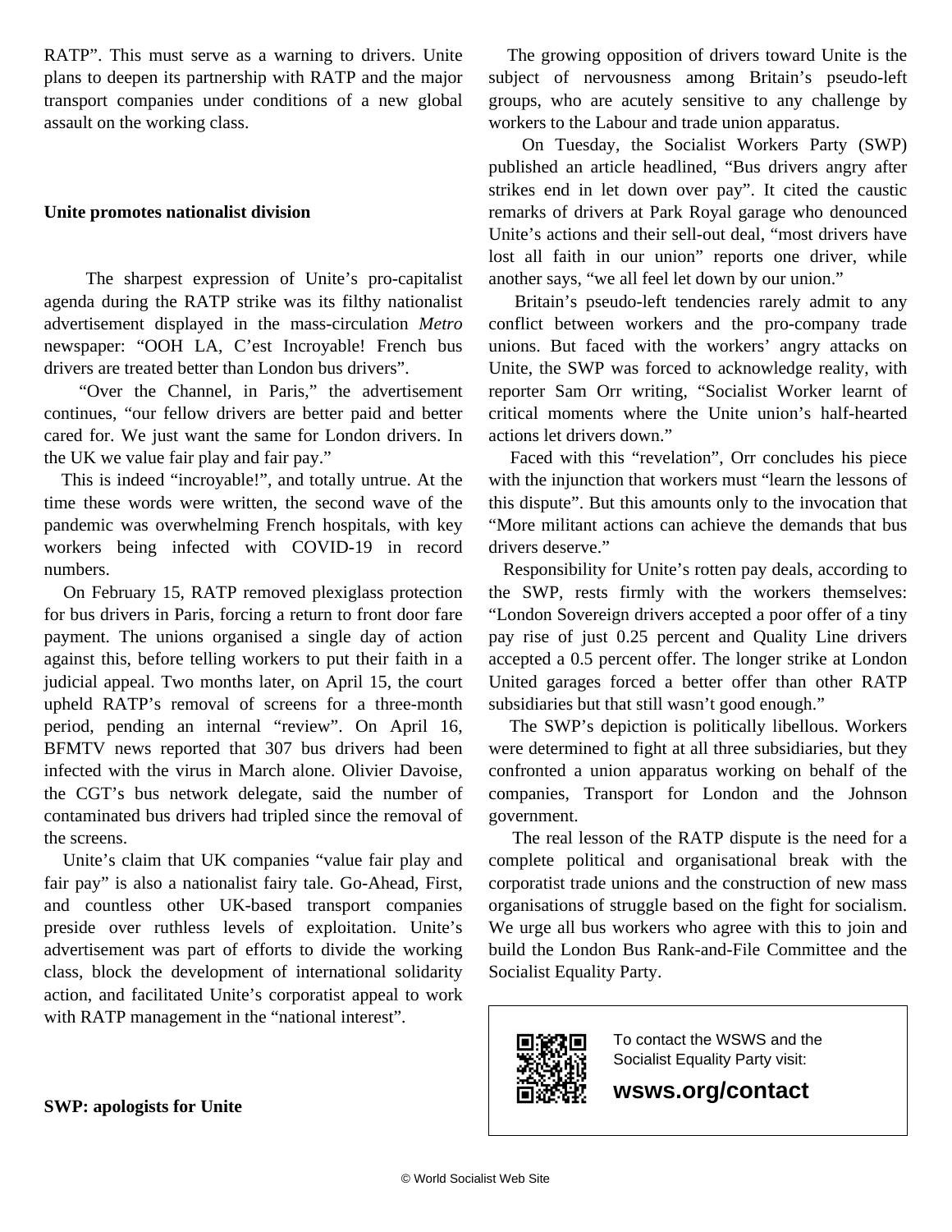RATP". This must serve as a warning to drivers. Unite plans to deepen its partnership with RATP and the major transport companies under conditions of a new global assault on the working class.

**Unite promotes nationalist division**

The sharpest expression of Unite's pro-capitalist agenda during the RATP strike was its filthy nationalist advertisement displayed in the mass-circulation *Metro* newspaper: "OOH LA, C'est Incroyable! French bus drivers are treated better than London bus drivers".

"Over the Channel, in Paris," the advertisement continues, "our fellow drivers are better paid and better cared for. We just want the same for London drivers. In the UK we value fair play and fair pay."

This is indeed "incroyable!", and totally untrue. At the time these words were written, the second wave of the pandemic was overwhelming French hospitals, with key workers being infected with COVID-19 in record numbers.

On February 15, RATP removed plexiglass protection for bus drivers in Paris, forcing a return to front door fare payment. The unions organised a single day of action against this, before telling workers to put their faith in a judicial appeal. Two months later, on April 15, the court upheld RATP's removal of screens for a three-month period, pending an internal "review". On April 16, BFMTV news reported that 307 bus drivers had been infected with the virus in March alone. Olivier Davoise, the CGT's bus network delegate, said the number of contaminated bus drivers had tripled since the removal of the screens.

Unite's claim that UK companies "value fair play and fair pay" is also a nationalist fairy tale. Go-Ahead, First, and countless other UK-based transport companies preside over ruthless levels of exploitation. Unite's advertisement was part of efforts to divide the working class, block the development of international solidarity action, and facilitated Unite's corporatist appeal to work with RATP management in the "national interest".

**SWP: apologists for Unite**

The growing opposition of drivers toward Unite is the subject of nervousness among Britain's pseudo-left groups, who are acutely sensitive to any challenge by workers to the Labour and trade union apparatus.

On Tuesday, the Socialist Workers Party (SWP) published an article headlined, "Bus drivers angry after strikes end in let down over pay". It cited the caustic remarks of drivers at Park Royal garage who denounced Unite's actions and their sell-out deal, "most drivers have lost all faith in our union" reports one driver, while another says, "we all feel let down by our union."

Britain's pseudo-left tendencies rarely admit to any conflict between workers and the pro-company trade unions. But faced with the workers' angry attacks on Unite, the SWP was forced to acknowledge reality, with reporter Sam Orr writing, "Socialist Worker learnt of critical moments where the Unite union's half-hearted actions let drivers down."

Faced with this "revelation", Orr concludes his piece with the injunction that workers must "learn the lessons of this dispute". But this amounts only to the invocation that "More militant actions can achieve the demands that bus drivers deserve."

Responsibility for Unite's rotten pay deals, according to the SWP, rests firmly with the workers themselves: "London Sovereign drivers accepted a poor offer of a tiny pay rise of just 0.25 percent and Quality Line drivers accepted a 0.5 percent offer. The longer strike at London United garages forced a better offer than other RATP subsidiaries but that still wasn't good enough."

The SWP's depiction is politically libellous. Workers were determined to fight at all three subsidiaries, but they confronted a union apparatus working on behalf of the companies, Transport for London and the Johnson government.

The real lesson of the RATP dispute is the need for a complete political and organisational break with the corporatist trade unions and the construction of new mass organisations of struggle based on the fight for socialism. We urge all bus workers who agree with this to join and build the London Bus Rank-and-File Committee and the Socialist Equality Party.

To contact the WSWS and the Socialist Equality Party visit:

**wsws.org/contact**